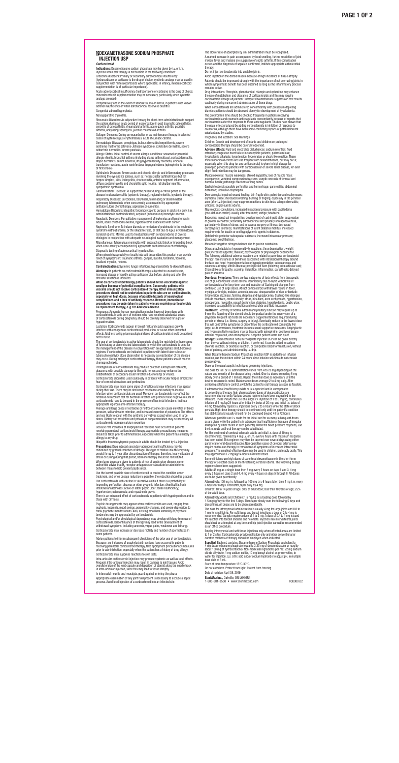# ℞ DEXAMETHASONE SODIUM PHOSPHATE INJECTION USP

*Corticosteroid*

**Indications:** Dexamethasone sodium phosphate may be given by i.v. or i.m. injection when oral therapy is not feasible in the following conditions:

Endocrine disorders: Primary or secondary adrenocortical insufficiency (hydrocortisone or cortisone is the drug of choice: synthetic analogs may be used in conjunction with mineralocorticoids where applicable; in infancy, mineralocorticoid supplementation is of particular importance).

Acute adrenocortical insufficiency (hydrocortisone or cortisone is the drug of choice: mineralocorticoid supplementation may be necessary, particularly when synthetic analogs are used).

Preoperatively and in the event of serious trauma or illness, in patients with known adrenal insufficiency or when adrenocortical reserve is doubtful.

Congenital adrenal hyperplasia.

Nonsuppurative thyroiditis.

Rheumatic Disorders: As adjunctive therapy for short-term administration (to support the patient during an acute period of exacerbation) in post traumatic osteoarthritis, synovitis of osteoarthritis, rheumatoid arthritis, acute gouty arthritis, psoriatic arthritis, ankylosing spondylitis, juvenile rheumatoid arthritis.

Collagen Diseases: During an exacerbation or as maintenance therapy in selected cases of systemic lupus erythematosus, acute rheumatic carditis.

Dermatologic Diseases: pemphigus, bullous dermatitis herpetiformis, severe erythema multiforme (Stevens-Johnson syndrome), exfoliative dermatitis, severe seborrheic dermatitis, severe psoriasis.

Allergic States: Initial control of severe allergic conditions: seasonal or perennial allergic rhinitis, bronchial asthma (including status asthmaticus), contact dermatitis, atopic dermatitis, serum sickness, drug hypersensitivity reactions, urticarial transfusion reactions, acute noninfectious laryngeal edema (epinephrine is the drug of first choice).

Ophthalmic Diseases: Severe acute and chronic allergic and inflammatory processes involving the eye and its adnexa, such as: herpes zoster ophthalmicus (but not herpes simplex), iritis, iridocyclitis, chorioretinitis, anterior segment inflammation, diffuse posterior uveitis and choroiditis optic neuritis, retrobulbar neuritis, sympathetic ophthalmia.

Gastrointestinal Diseases: To support the patient during a critical period of the disease in ulcerative colitis (systemic therapy), regional enteritis, (systemic therapy).

Respiratory Diseases: Sarcoidosis, berylliosis, fulminating or disseminated pulmonary tuberculosis when concurrently accompanied by appropriate antituberculous chemotherapy, aspiration pneumonitis.

Hematologic Disorders: Idiopathic thrombocytopenic purpura in adults (i.v. only; i.m. administration is contraindicated), acquired (autoimmune) hemolytic anemia.

Neoplastic Disorders: For palliative management of leukemias and lymphomas in adults, acute childhood leukemia, hypercalcemia associated with cancer.

Nephrotic Syndrome: To induce diuresis or remission of proteinuria in the nephrotic syndrome without uremia, or the idiopathic type, or that due to lupus erythematosus.

Cerebral edema: May be used to treat patients with cerebral edema of diverse etiologies in conjunction with adequate neurological evaluation and management.

Miscellaneous: Tuberculous meningitis with subarachnoid block or impending block when concurrently accompanied by appropriate antituberculous chemotherapy.

Diagnostic testing of adrenocortical hyperfunction.

When given intravenously or locally into soft tissue sites this product may provide relief of symptoms in traumatic arthritis, ganglia, bursitis, tendinitis, fibrositis, localized myositis, hedoma.

**Contraindications:** Systemic fungal infections; hypersensitivity to dexamethasone.

**Warnings:** In patients on corticosteroid therapy subjected to unusual stress, increased dosage of rapidly acting corticosteroids before, during and after the stressful situation is indicated.

**While on corticosteroid therapy patients should not be vaccinated against smallpox because of potential complications. Conversely, patients with vaccinia should not receive corticosteroid therapy. Other immunization procedures should not be undertaken in patients who are on corticosteroids, especially on high doses, because of possible hazards of neurological complications and a lack of antibody response. However, immunization procedures may be undertaken in patients who are receiving corticosteroids as replacement therapy, e. g. for Addison's disease.**

Pregnancy: Adequate human reproduction studies have not been done with corticosteroids. Infants born of mothers who have received substantial doses of corticosteroids during pregnancy should be carefully observed for signs of hypoadrenalism.

Lactation: Corticosteroids appear in breast milk and could suppress growth, interfere with endogenous corticosteroid production, or cause other unwanted effects. Mothers taking pharmacological doses of corticosteroids should be advised not to nurse.

The use of corticosteroids in active tuberculosis should be restricted to those cases of fulminating or disseminated tuberculosis in which the corticosteroid is used for the management of the disease in conjunction with an appropriate antituberculous regimen. If corticosteroids are indicated in patients with latent tuberculosis or tuberculin reactivity, close observation is necessary as reactivation of the disease may occur. During prolonged corticosteroid therapy, these patients should receive chemoprophylaxis.

Prolonged use of corticosteroids may produce posterior subcapsular cataracts, glaucoma with possible damage to the optic nerves and may enhance the establishment of secondary ocular infections due to fungi or viruses.

Corticosteroids should be used cautiously in patients with ocular herpes simplex for fear of corneal ulcerations and perforation.

Corticosteroids may mask some signs of infection and new infections may appear during their use. There may be decreased resistance and inability to localize infection when corticosteroids are used. Moreover, corticosteroids may affect the nitroblue-tetrazolium test for bacterial infection and produce false negative results. If corticosteroids have to be used in the presence of bacterial infections, institute appropriate vigorous anti-infective therapy.

Average and large doses of cortisone or hydrocortisone can cause elevation of blood pressure, salt and water retention, and increased excretion of potassium. The effects are less likely to occur with the synthetic derivatives except when used in large doses. Dietary salt restriction and potassium supplementation may be necessary. All corticosteroids increase calcium excretion.

Because rare instances of anaphylactoid reactions have occurred in patients receiving parenteral corticosteroid therapy, appropriate precautionary measures should be taken prior to administration, especially when the patient has a history of allergy to any drug.

Idiopathic thrombocytopenic purpura in adults should be treated by i.v. injection.

**Precautions:** Drug induced secondary adrenocortical insufficiency may be minimized by gradual reduction of dosage. This type of relative insufficiency may persist for up to 1 year after discontinuation of therapy; therefore, in any situation of stress occurring during that period, hormone therapy should be reinstituted.

When large doses are given to patients at risk of peptic ulcer disease, some authorities advise that $H_2$ receptor antagonists or sucralfate be administered between meals to help prevent peptic ulcer.

Use the lowest possible dose of corticosteroid to control the condition under treatment, and when dosage reduction is possible, the reduction should be gradual.

Use corticosteroids with caution in: ulcerative colitis if there is a probability of impending perforation, abscess or other pyogenic infection; diverticulitis; fresh intestinal anastomoses; active or latent peptic ulcer; renal insufficiency; hypertension; osteoporosis, and myasthenia gravis.

There is an enhanced effect of corticosteroids in patients with hypothyroidism and in those with cirrhosis.

Psychic derangements may appear when corticosteroids are used, ranging from euphoria, insomnia, mood swings, personality changes, and severe depression, to frank psychotic manifestations. Also, existing emotional instability or psychotic tendencies may be aggravated by corticosteroids.

Psychological and/or physiological dependency may develop with long-term use of corticosteroids. Discontinuance of therapy may lead to the development of withdrawal symptoms, including anorexia, vague pains, weakness and lethargy.

Corticosteroids may increase or decrease motility and number of spermatozoa in some patients.

Advise patients to inform subsequent physicians of the prior use of corticosteroids.

Because rare instances of anaphylactoid reactions have occurred in patients receiving parenteral corticosteroid therapy, take appropriate precautionary measures prior to administration, especially when the patient has a history of drug allergy.

Corticosteroids may suppress reactions to skin tests.

Intra-articular corticosteroid injection may produce systemic as well as local effects. Frequent intra-articular injection may result in damage to joint tissues. Avoid overdistension of the joint capsule and deposition of steroid along the needle track in intra-articular injection, since this may lead to tissue atrophy.

In intercostal neuritis and neuralgia, guard against entering the pleura.

Appropriate examination of any joint fluid present is necessary to exclude a septic process. Avoid local injection of a corticosteroid into an infected site.

The slower rate of absorption by i.m. administration must be recognized.

A marked increase in pain accompanied by local swelling, further restriction of joint motion, fever, and malaise are suggestive of septic arthritis. If this complication occurs and the diagnosis of sepsis is confirmed, institute appropriate antimicrobial therapy.

Do not inject corticosteroids into unstable joints.

Avoid injection in the deltoid muscle because of high incidence of tissue atrophy.

Patients should be impressed strongly with the importance of not over using joints in which symptomatic benefit has been obtained as long as the inflammatory process remains active.

Drug interactions: Phenytoin, phenobarbital, rifampin and ephedrine may enhance the rate of metabolism and clearance of corticosteroids and this may require corticosteroid dosage adjustment. Interpret dexamethasone suppression test results cautiously during concurrent administration of these drugs.

When corticosteroids are administered concomitantly with potassium depleting diuretics patients should be observed closely for development of hypokalemia.

The prothrombin time should be checked frequently in patients receiving corticosteroids and coumarin anticoagulants concomitantly because of reports that corticosteroids alter the response to these anticoagulants. Studies have shown that the usual effect produced by adding corticosteroids is inhibition of response to coumarins, although there have been some conflicting reports of potentiation not substantiated by studies.

Pregnancy and lactation: See Warnings.

Children: Growth and development of infants and children on prolonged corticosteroid therapy should be carefully observed.

**Adverse Effects:** Fluid and electrolyte disturbances: sodium retention; fluid retention; congestive heart failure in susceptible patients; potassium loss; hypokalemic alkalosis; hypertension; hypotension or shock like reaction. These mineralocorticoid effects are less frequent with dexamethasone, but may occur, especially when this drug (or any corticosteroid) is given in high dosage for prolonged periods to patients with cardiovascular or severe renal disease, for even slight fluid retention may be dangerous.

Musculoskeletal: muscle weakness; steroid myopathy; loss of muscle mass; osteoporosis; vertebral compression fractures; aseptic necrosis of femoral and humeral heads; pathologic fractures of long bones.

Gastrointestinal: possible perforation and hemorrhage; pancreatitis; abdominal distention; ulcerative esophagitis.

Dermatologic: impaired wound healing; thin fragile skin; petechiae and ecchymoses; erythema; striae; increased sweating; burning or tingling, especially in the perineal area (after i.v. injection); may suppress reactions to skin tests; allergic dermatitis; urticaria; angioneurotic edema.

Neurological: convulsions, increased intracranial pressure with papilledema (pseudotumor cerebri) usually after treatment; vertigo; headache.

Endocrine: menstrual irregularities, development of cushingoid state; suppression of growth in children; secondary adrenocortical and pituitary unresponsiveness, particularly in times of stress, and in trauma, surgery or illness; decreased carbohydrate tolerance; manifestations of latent diabetes mellitus; increased requirements for insulin or oral hypoglycemic agents in diabetes.

Ophthalmic: posterior subcapsular cataracts; increased intraocular pressure; glaucoma; exophthalmos.

Metabolic: negative nitrogen balance due to protein catabolism.

Other: anaphylactoid or hypersensitivity reactions; thromboembolism, weight gain; increased appetite; malaise; psychological or physiological dependence. The following additional adverse reactions are related to parenteral corticosteroid therapy: rare instances of blindness associated with intralesional therapy around the face and head; hyperpigmentation or hypopigmentation; subcutaneous and cutaneous atrophy; sterile abscess; postinjection flare (following intra-articular use); Charcot-like arthropathy; scarring; induration; inflammation; paresthesia; delayed pain or soreness.

**Overdose: Symptoms:** There are two categories of toxic effects from therapeutic use of glucocorticoids: acute adrenal insufficiency due to rapid withdrawal of corticosteroids after long-term use and induction of Cushingoid changes from continued use of large doses. Abrupt corticosteroid withdrawal results in fever, myalgia, arthralgia, malaise, anorexia, nausea, desquamation of skin, orthostatic hypotension, dizziness, fainting, dyspnea and hypoglycemia. Cushing-like changes include moonface, central obesity, striae, hirsutism, acne ecchymoses, hypertension, osteoporosis, myopathy, sexual dysfunction, diabetes, hyperlipidemia, peptic ulcer, increased susceptibility to infection and electrolyte and fluid imbalance.

**Treatment:** Recovery of normal adrenal and pituitary function may require up to 9 months. Tapering of the steroid should be gradual under the supervision of a physician. Frequent lab tests are necessary. Supplementation is required during periods of stress (i.e. illness, surgery or injury). Eventually reduce to the lowest dose that will control the symptoms or discontinue the corticosteroid completely. For large, acute overdoses, treatment includes usual supportive measures. Anaphylactic and hypersensitivity reactions may be treated with epinephrine, positive pressure artificial respiration, and aminophylline. Keep the patient warm and quiet.

**Dosage:** Dexamethasone Sodium Phosphate Injection can be given directly from the vial without mixing or dilution. If preferred, it can be added to sodium chloride injection, or dextrose injection, or compatible blood for transfusion, without loss of potency, and administered by i.v. drip.

When Dexamethasone Sodium Phosphate Injection USP is added to an infusion solution, use the mixture within 24 hours since infusion solutions do not contain preservatives.

Observe the usual aseptic techniques governing injections.

The dose for i.m. or i.v. administration varies from 4 to 20 mg depending on the nature and severity of the disease being treated. Give i.v. doses exceeding 8 mg slowly over a period of 1 minute. Repeat the initial dose as necessary until the desired response is noted. Maintenance doses average 2 to 4 mg daily. After achieving satisfactory control, switch the patient to oral therapy as soon as feasible.

If adrenocortical insufficiency exists or is suspected and is unresponsive to conventional therapy, high pharmacologic doses of glucocorticoids are recommended currently. Various dosage regimens have been suggested in the literature. These include the use of a single i.v. injection of 1 to 6 mg/kg, continuous infusion of 4 mg/kg/24 hours after initial i.v. bolus of 20 mg, and initial i.v. bolus of 40 mg followed by repeat i.v. injections every 2 to 6 hours while the state of shock persists. High-dose therapy should be continued only until the patient's condition has stabilized and usually should not be continued beyond 48 to 72 hours.

Whenever possible use i.v. route for the initial and for as many subsequent doses as are given while the patient is in adrenocortical insufficiency (because of irregular absorption by other routes in such patients). When the blood pressure responds, use the i.m. route until oral therapy can be substituted.

For the treatment of cerebral edema in adults an initial i.v. dose of 10 mg is recommended, followed by 4 mg i.v. or i.m. every 6 hours until maximum response has been noted. This regimen may then be tapered over several days using either parenteral or oral dexamethasone. Non-operative cases of cerebral edema may require continuous therapy to remain free of symptoms of increased intracranial pressure. The smallest effective dose may be used in children, preferably orally. This may approximate 0.2 mg/kg/24 hours in divided doses.

Some clinicians use high doses of parenteral dexamethasone in the short-term therapy of selected cases of life threatening cerebral edema. The following dosage regimens have been suggested:

Adults: 48 mg as a single dose then 8 mg every 2 hours on days 1 and 3, 4 mg every 2 hours on days 2 and 4, 4 mg every 4 hours on days 5 through 8. All doses are to be given parenterally.

Alternatively: 100 mg i.v. followed by 100 mg i.m. 6 hours later; then 4 mg i.m. every 6 hours for 8 days. Thereafter, taper daily by 4 mg.

Children: 10 to 14 years of age: 50% of adult dose; less than 10 years of age: 25% of the adult dose.

Alternatively: Adults and Children: 1.5 mg/kg as a loading dose followed by 1.5 mg/kg/day for the first 5 days. Then taper slowly over the following 5 days and discontinue. All doses are to be given parenterally.

The dose for intrasynovial administration is usually 4 mg for large joints and 0.8 to 1 mg for small joints. For soft tissue and bursal injections a dose of 2 to 4 mg is recommended. Ganglia require a dose of 1 to 2 mg. A dose of 0.4 to 1 mg is used for injection into tendon sheaths and hedoma. Injection into intervertebral joints should not be attempted at any time and hip joint injection cannot be recommended as an office procedure.

Employ intrasynovial and soft tissue injections only when affected areas are limited to 1 or 2 sites. Corticosteroids provide palliation only and other conventional or curative methods of therapy should be employed when indicated.

**Supplied:** Each mL contains: Dexamethasone Sodium Phosphate equivalent to 4 mg dexamethasone phosphate (equal to 3.33 mg of dexamethasone or roughly about 100 mg of hydrocortisone). Non-medicinal ingredients per mL: 22 mg sodium citrate dihydrate, 1 mg sodium sulfite, 10 mg benzyl alcohol as preservative, in water for injection, q.s. citric acid and/or sodium hydroxide to adjust pH. In multiple dose vials of 5 mL.

Store at room temperature 15°C-30°C.

Do not autoclave. Protect from light. Protect from freezing.

Date of revision: April 08, 2019

**Steri-Max Inc.,** Oakville, ON L6H 6R4
1-800-881-3550 • www.sterimaxinc.com

IICK000.02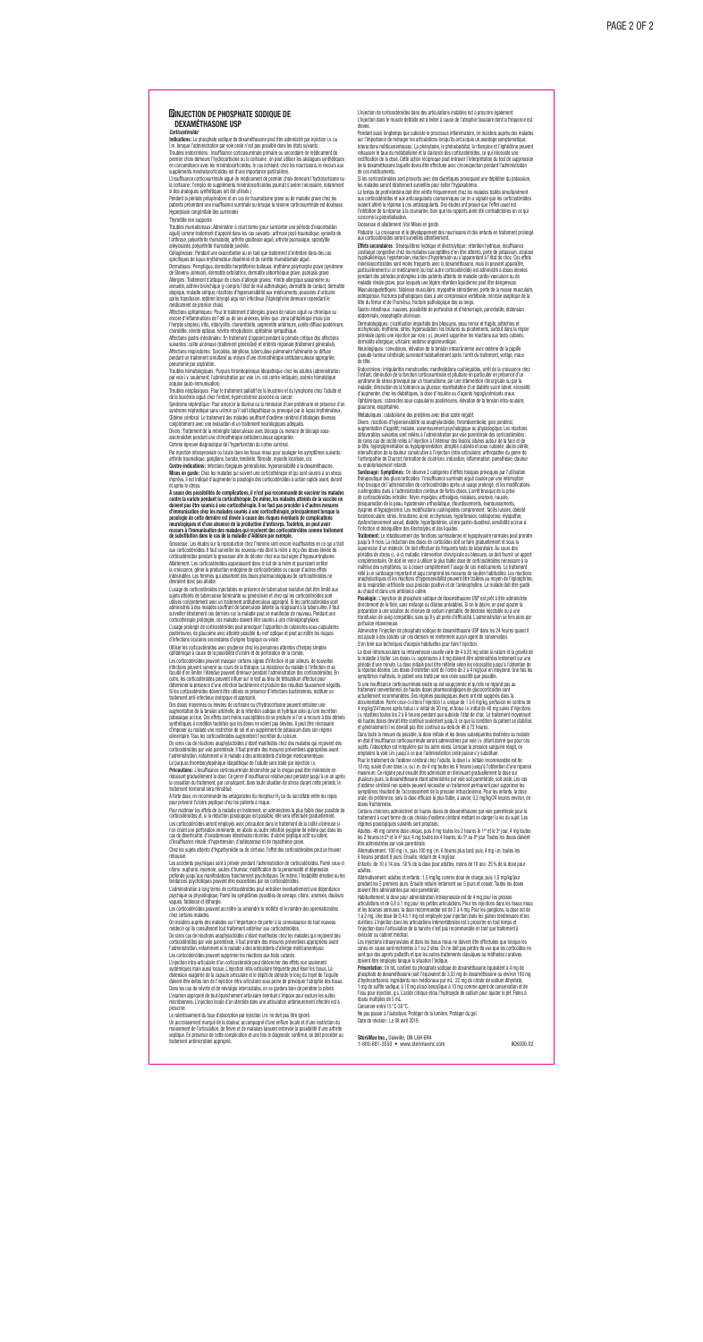# ℞INJECTION DE PHOSPHATE SODIQUE DE DEXAMÉTHASONE USP

*Corticostéroïde*

**Indications:** Le phosphate sodique de dexaméthasone peut être administré par injection i.v. ou i.m. lorsque l'administration par voie orale n'est pas possible dans les états suivants:

Troubles endocriniens : Insuffisance corticosurrénale primaire ou secondaire (le médicament de premier choix demeure l'hydrocortisone ou la cortisone : on peut utiliser les analogues synthétiques en concomitance avec les minéralocorticoïdes, le cas échéant; chez les nourrissons, le recours aux suppléments minéralocorticoïdes est d'une importance particulière).

L'insuffisance corticosurrénale aiguë (le médicament de premier choix demeure l'hydrocortisone ou la cortisone : l'emploi de suppléments minéralocorticoïdes pourrait s'avérer nécessaire, notamment si des analogues synthétiques sont utilisés.)

Pendant la période préopératoire et en cas de traumatisme grave ou de maladie grave chez les patients présentant une insuffisance surrénale ou lorsque la réserve corticosurrénale est douteuse. Hyperplasie congénitale des surrénales.

Thyroïdite non suppurée

Troubles rhumatismaux : Administrer à court terme (pour surmonter une période d'exacerbation aiguë) comme traitement d'appoint dans les cas suivants : arthrose post-traumatique, synovite de l'arthrose, polyarthrite rhumatoïde, arthrite goutteuse aiguë, arthrite psoriasique, spondylite ankylosante, polyarthrite rhumatoïde juvénile.

Collagénoses : Pendant une exacerbation ou en tant que traitement d'entretien dans des cas spécifiques de lupus érythémateux disséminé et de cardite rhumatismale aiguë.

Dermatoses : Pemphigus, dermatite herpétiforme bulleuse, érythème polymorphe grave (syndrome de Stevens-Johnson), dermatite exfoliatrice, dermatite séborrhéique grave, psoriasis grave.

Allergies : Traitement d'attaque de crises d'allergie graves : rhinite allergique saisonnière ou annuelle, asthme bronchique (y compris l'état de mal asthmatique), dermatite de contact, dermatite atopique, maladie sérique, réactions d'hypersensibilité aux médicaments, possibles d'urticaire après transfusion, œdème laryngé aigu non infectieux (l'épinéphrine demeure cependant le médicament de premier choix).

Affections ophtalmiques : Pour le traitement d'affections graves de nature aiguë ou chronique ou encore d'inflammations de l'œil ou de ses annexes, telles que : zona ophtalmique (mais pas l'herpès simplex), iritis, iridocyclite, choriorétinite, segmentite antérieure, uvéite diffuse postérieure, choroïdite, névrite optique, névrite rétrobulbaire, ophtalmie sympathique.

Affections gastro-intestinales : En traitement d'appoint pendant la période critique des affections suivantes : colite ulcéreuse (traitement général) et entérite régionale (traitement général).

Affections respiratoires : Sarcoïdose, béryllose, tuberculose pulmonaire fulminante ou diffuse pendant un traitement simultané au moyen d'une chimiothérapie antituberculeuse appropriée, pneumonie par aspiration.

Troubles hématologiques : Purpura thrombopénique idiopathique chez les adultes (administration par voie i.v. seulement; l'administration par voie i.m. est contre-indiquée), anémie hémolytique acquise (auto-immunisation).

Troubles néoplasiques : Pour le traitement palliatif de la leucémie et du lymphome chez l'adulte et de la leucémie aiguë chez l'enfant, hypercalcémie associée au cancer.

Syndrome néphrotique : Pour amorcer la diurèse ou la rémission d'une protéinurie en présence d'un syndrome néphrotique sans urémie qu'il soit idiopathique ou provoqué par le lupus érythémateux.

Œdème cérébral : Le traitement des malades souffrant d'œdème cérébral d'étiologies diverses conjointement avec une évaluation et un traitement neurologiques adéquats.

Divers : Traitement de la méningite tuberculeuse avec blocage ou menace de blocage sous-arachnoïdien pendant une chimiothérapie antituberculeuse appropriée.

Comme épreuve diagnostique de l'hyperfonction du cortex surrénal.

Par injection intrasynoviale ou locale dans les tissus mous pour soulager les symptômes suivants : arthrite traumatique, ganglions, bursite, tendinite, fibrosite, myosite localisée, etc.

**Contre-indications:** Infections fongiques généralisées, hypersensibilité à la dexaméthasone.

**Mises en garde:** Chez les malades qui suivent une corticothérapie et qui sont soumis à un stress imprévu, il est indiqué d'augmenter la posologie des corticostéroïdes à action rapide avant, durant et après le stress.

**À cause des possibilités de complications, il n'est pas recommandé de vacciner les malades contre la variole pendant la corticothérapie. De même, les malades atteints de la vaccine ne doivent pas être soumis à une corticothérapie. Il ne faut pas procéder à d'autres mesures d'immunisation chez les malades soumis à une corticothérapie, principalement lorsque la posologie de cette dernière est élevée à cause des risques éventuels de complications neurologiques et d'une absence de la production d'anticorps. Toutefois, on peut avoir recours à l'immunisation des malades qui reçoivent des corticostéroïdes comme traitement de substitution dans le cas de la maladie d'Addison par exemple.**

Grossesse : Les études sur la reproduction chez l'homme sont encore insuffisantes en ce qui a trait aux corticostéroïdes. Il faut surveiller les nouveau-nés dont la mère a reçu des doses élevées de corticostéroïdes pendant la grossesse afin de déceler chez eux tout signe d'hyposurrénalisme.

Allaitement : Les corticostéroïdes apparaissent dans le lait de la mère et pourraient arrêter la croissance, gêner la production endogène de corticostéroïdes ou causer d'autres effets indésirables. Les femmes qui absorbent des doses pharmacologiques de corticostéroïdes ne devraient donc pas allaiter.

L'usage de corticostéroïdes injectables en présence de tuberculose évolutive doit être limité aux sujets atteints de tuberculose fulminante ou généralisée et chez qui les corticostéroïdes sont utilisés conjointement avec un traitement antituberculeux approprié. Si les corticostéroïdes sont administrés à des malades souffrant de tuberculose latente ou réagissant à la tuberculine, il faut surveiller étroitement ces derniers car la maladie peut se manifester de nouveau. Pendant une corticothérapie prolongée, ces malades doivent être soumis à une chimioprophylaxie.

L'usage prolongé de corticostéroïdes peut provoquer l'apparition de cataracte sous-capsulaires postérieures, de glaucome avec atteinte possible du nerf optique et peut accroître les risques d'infections oculaires secondaires d'origine fongique ou virale.

Utiliser les corticostéroïdes avec prudence chez les personnes atteintes d'herpes simplex ophtalmique à cause de la possibilité d'ulcère et de perforation de la cornée.

Les corticostéroïdes peuvent masquer certains signes d'infection et par ailleurs, de nouvelles infections peuvent survenir au cours de la thérapie. La résistance du malade à l'infection et sa faculté d'en limiter l'étendue peuvent diminuer pendant l'administration des corticostéroïdes. En outre, les corticostéroïdes peuvent influer sur le test au bleu de tétrazolium effectué pour déterminer la présence d'une infection bactérienne et produire des résultats faussement négatifs. Si les corticostéroïdes doivent être utilisés en présence d'infections bactériennes, instituer un traitement anti-infectieux énergique et approprié.

Des doses moyennes ou élevées de cortisone ou d'hydrocortisone peuvent entraîner une augmentation de la tension artérielle, de la rétention sodique et hydrique ainsi qu'une excrétion potassique accrue. Ces effets sont moins susceptibles de se produire si l'on a recours à des dérivés synthétiques à condition toutefois que les doses ne soient pas élevées. Il peut être nécessaire d'imposer au malade une restriction de sel et un supplément de potassium dans son régime alimentaire. Tous les corticostéroïdes augmentent l'excrétion du calcium.

De rares cas de réactions anaphylactoïdes s'étant manifestés chez des malades qui reçoivent des corticostéroïdes par voie parentérale, il faut prendre des mesures préventives appropriées avant l'administration, notamment si le malade a des antécédents d'allergie médicamenteuse.

Le purpura thrombocytopénique idiopathique de l'adulte sera traité par injection i.v.

**Précautions :** L'insuffisance corticosurrénale déclenchée par la drogue peut être minimisée en réduisant graduellement la dose. Ce genre d'insuffisance relative peut persister jusqu'à un an après la cessation du traitement; par conséquent, dans toute situation de stress durant cette période, le traitement hormonal sera réinstitué.

À forte dose, on recommande les antagonistes du récepteur $H_2$ ou du sucralfate entre les repas pour prévenir l'ulcère peptique chez les patients à risque.

Pour maîtriser les effets de la maladie en traitement, on administrera la plus faible dose possible de corticostéroïdes et, si la réduction posologique est possible, elle sera effectuée graduellement.

Les corticostéroïdes seront employés avec précaution dans le traitement de la colite ulcéreuse si l'on craint une perforation imminente, un abcès ou autre infection pyogène de même que dans les cas de diverticulite, d'anastomoses intestinales récentes, d'ulcère peptique actif ou latent, d'insuffisance rénale, d'hypertension, d'ostéoporose et de myasthénie grave.

Chez les sujets atteints d'hypothyroïdie ou de cirrhose, l'effet des corticostéroïdes peut se trouver rehaussé.

Les précautions d'usage permettent souvent de prévenir l'administration de corticostéroïdes. Parmi ceux-ci citons : euphorie, insomnie, sautes d'humeur, modification de la personnalité et dépression profonde jusqu'aux manifestations franchement psychotiques. De même, l'instabilité émotive ou les tendances psychotiques peuvent être accentuées par les corticostéroïdes.

L'administration à long terme de corticostéroïdes peut entraîner éventuellement une dépendance psychique ou physiologique. Parmi les symptômes possibles de sevrage, citons : anorexie, douleurs vagues, faiblesse et léthargie.

Les corticostéroïdes peuvent accroître ou amoindrir la motilité et le nombre des spermatozoïdes chez certains malades.

On insistera auprès des malades sur l'importance de porter à la connaissance de tout nouveau médecin qu'ils consulteront tout traitement antérieur aux corticostéroïdes.

De rares cas de réactions anaphylactoïdes s'étant manifestés chez des malades qui reçoivent des corticostéroïdes par voie parentérale, il faut prendre des mesures préventives appropriées avant l'administration, notamment si le malade a des antécédents d'allergie médicamenteuse.

Les corticostéroïdes peuvent supprimer les réactions aux tests cutanés.

L'injection intra-articulaire d'un corticostéroïde peut déclencher des effets non seulement systémiques mais aussi locaux. L'injection intra-articulaire fréquente peut léser les tissus. La distension exagérée de la capsule articulaire et le dépôt de stéroïde le long du trajet de l'aiguille doivent être évités lors de l'injection intra-articulaire sous peine de provoquer l'atrophie des tissus. Dans les cas de névrite et de névralgie intercostales, on se gardera bien de pénétrer la plèvre. L'examen approprié de tout épanchement articulaire éventuel s'impose pour exclure les suites microbiennes. L'injection locale d'un stéroïde dans une articulation antérieurement infectée est à proscrire.

Le ralentissement du taux d'absorption par injection i.m. ne doit pas être ignoré.

Un accroissement marqué de la douleur, accompagné d'une enflure locale et d'une restriction du mouvement de l'articulation, de fièvre et de malaises laissent entrevoir la possibilité d'une arthrite septique. En présence de cette complication et une fois le diagnostic confirmé, on doit procéder au traitement antimicrobien approprié.

L'injection de corticostéroïdes dans des articulations instables est à proscrire également.

L'injection dans le muscle deltoïde est à éviter à cause de l'atrophie fréquente dont la fréquence est élevée.

Pendant aussi longtemps que subsiste le processus inflammatoire, on insistera auprès des malades sur l'importance de ménager les articulations lorsqu'ils ont acquis un avantage symptomatique.

Interactions médicamenteuses : La phénytoïne, le phénobarbital, la rifampicine et l'éphédrine peuvent rehausser le taux du métabolisme et la clairance des corticostéroïdes, ce qui nécessite une rectification de la dose. Cette action réciproque peut entraver l'interprétation du test de suppression de la dexaméthasone laquelle devra être effectuée avec circonspection pendant l'administration de ces médicaments.

Si les corticostéroïdes sont prescrits avec des diurétiques provoquant une déplétion du potassium, les malades seront étroitement surveillés pour éviter l'hypokaliémie.

Le temps de prothrombine doit être vérifié fréquemment chez les malades traités simultanément aux corticostéroïdes et aux anticoagulants coumariniques car on a signalé que les corticostéroïdes avaient altéré la réponse à ces anticoagulants. Des études ont prouvé que l'effet usuel est l'inhibition de la réponse à la coumarine, bien que les rapports aient été contradictoires en ce qui concerne la potentialisation.

Grossesse et allaitement : Voir Mises en garde.

Pédiatrie : La croissance et le développement des nourrissons et des enfants en traitement prolongé aux corticostéroïdes seront surveillés attentivement.

**Effets secondaires :** Dysélectrolytes hydrique et électrolytique : rétention hydrique, insuffisance cardiaque congestive chez les malades susceptibles d'en être atteints, perte de potassium, alcalose hypokaliémique, hypertension, réaction d'hypotension ou s'apparentant à l'état de choc. Ces effets minéralocorticoïdes sont moins fréquents avec la dexaméthasone, mais ils peuvent apparaître, particulièrement si ce médicament (ou tout autre corticostéroïde) est administré à doses élevées pendant des périodes prolongées à des patients atteints de maladie cardio-vasculaire ou de maladie rénale grave, pour lesquels une légère rétention liquidienne peut être dangereuse.

Musculosquelettiques : faiblesse musculaire, myopathie stéroïdienne, perte de la masse musculaire, ostéoporose, fractures pathologiques dues à une compression vertébrale, nécrose aseptique de la tête du fémur et de l'humérus, fracture pathologique des os longs.

Gastro-intestinaux : nausées, possibilité de perforation et d'hémorragie, pancréatite, distension abdominale, œsophagite ulcéreuse.

Dermatologiques : cicatrisation imparfaite des blessures, peau mince et fragile, pétéchies et ecchymoses, érythème, stries, hypersudation; les brûlures ou picotements, surtout dans la région périnéale (après une injection par voie i.v.), peuvent supprimer les réactions aux tests cutanés; dermatite allergique; urticaire, œdème angioneurotique.

Neurologiques : convulsions, élévation de la tension intracrânienne avec œdème de la papille (pseudo-tumeur cérébrale) survenant habituellement après l'arrêt du traitement, vertige, maux de tête.

Endocriniens : irrégularités menstruelles; manifestations cushingoïdes, arrêt de la croissance chez l'enfant; diminution de la fonction corticosurrénale et pituitaire en particulier en présence d'un syndrome de stress provoqué par un traumatisme, par une intervention chirurgicale ou par la maladie, diminution de la tolérance au glucose; manifestation d'un diabète sucré latent; nécessité d'augmenter, chez les diabétiques, la dose d'insuline ou d'agents hypoglycémiants oraux.

Ophtalmiques : cataractes sous-capsulaires postérieures, élévation de la tension intra-oculaire, glaucome, exophtalmie.

Métaboliques : catabolisme des protéines avec bilan azoté négatif.

Divers : réactions d'hypersensibilité ou anaphylactoïdes; thromboembolie, gain pondéral; augmentation d'appétit; malaise; asservissement psychologique ou physiologique. Les réactions défavorables suivantes sont reliées à l'administration par voie parentérale des corticostéroïdes : de rares cas de cécité reliés à l'injection à l'intérieur des lésions situées autour de la face et de la tête, hyperpigmentation ou hypopigmentation; atrophie cutanée et sous-cutanée; abcès stérile; intensification de la douleur consécutive à l'injection (intra-articulaire); arthropathie du genre de l'arthropathie de Charcot; formation de cicatrices; induration; inflammation; paresthésie; douleur ou endolorissement retardé.

**Surdosage: Symptômes:** On observe 2 catégories d'effets toxiques provoqués par l'utilisation thérapeutique des glucocorticoïdes : l'insuffisance surrénale aiguë causée par une interruption trop brusque de l'administration de corticostéroïdes après un usage prolongé, et les modifications cushingoïdes dues à l'administration continue de fortes doses. L'arrêt brusque de la prise de corticostéroïdes entraîne : fièvre, myalgies, arthralgies, malaises, anorexie, nausée, desquamation de la peau, hypotension orthostatique, étourdissements, évanouissements, dyspnée et hypoglycémie. Les modifications cushingoïdes comprennent : faciès lunaire, obésité facio-tronculaire, stries, hirsutisme, acné, ecchymoses, hypertension, ostéoporose, myopathie, dysfonctionnement sexuel, diabète, hyperlipidémie, ulcère gastro-duodénal, sensibilité accrue à l'infection et déséquilibre des électrolytes et des liquides.

**Traitement:** Le rétablissement des fonctions surrénalienne et hypophysaire normales peut prendre jusqu'à 9 mois. La réduction des doses de corticoïdes doit se faire graduellement et sous la supervision d'un médecin. On doit effectuer de fréquents tests de laboratoire. Au cours des périodes de stress (c.-à-d. maladie, intervention chirurgicale ou blessure), on doit fournir un apport complémentaire. On doit en venir à utiliser la plus faible dose de corticostéroïdes nécessaire à la maîtrise des symptômes, ou à cesser complètement l'usage de ces médicaments. Le traitement relié à un surdosage important et aigu comprend les mesures de soutien habituelles. Les réactions anaphylactoïdes et les réactions d'hypersensibilité peuvent être traitées au moyen de l'épinéphrine, de la respiration artificielle sous pression positive et de l'aminophylline. Le malade doit être gardé au chaud et dans une ambiance calme.

**Posologie :** L'injection de phosphate sodique de dexaméthasone USP est prête à être administrée directement de la fiole, sans mélange ou dilution préalables. Si on le désire, on peut ajouter la préparation à une solution de chlorure de sodium injectable, de dextrose injectable ou à une transfusion de sang compatible, sans qu'il y ait perte d'efficacité. L'administration se fera alors par perfusion intraveineuse.

Administrer l'injection de phosphate sodique de dexaméthasone USP dans les 24 heures quand il est ajouté à des solutés car ces derniers ne renferment aucun agent de conservation.

S'en tenir aux techniques d'asepsie habituelles pour faire l'injection.

La dose intramusculaire ou intraveineuse usuelle varie de 4 à 20 mg selon la nature et la gravité de la maladie à traiter. Les doses i.v. supérieures à 8 mg doivent être administrées lentement sur une période d'une minute. La dose initiale peut être réitérée selon les nécessités jusqu'à l'obtention de la réponse désirée. Les doses d'entretien sont de l'ordre de 2 à 4 mg/jour en moyenne. Une fois les symptômes maîtrisés, le patient sera traité par voie orale aussitôt que possible.

Si une insuffisance corticosurrénale existe ou est soupçonnée et qu'elle ne répond pas au traitement conventionnel, de hautes doses pharmacologiques de glucocorticoïdes sont actuellement recommandées. Des régimes posologiques divers ont été suggérés dans la documentation. Parmi ceux-ci citons l'injection i.v. unique de 1 à 6 mg/kg, perfusion en continu de 4 mg/kg/24 heures après bolus i.v. initial de 20 mg, et bolus i.v. initial de 40 mg suivi d'injections i.v. répétées toutes les 2 à 6 heures pendant que subsiste l'état de choc. Le traitement moyennant de hautes doses devrait être continué seulement jusqu'à ce que la condition du patient se stabilise, et généralement il ne devrait pas être continué au-delà de 48 à 72 heures.

Dans toute la mesure du possible, la dose initiale et les doses subséquentes destinées au malade en état d'insuffisance corticosurrénale seront administrées par voie i.v. (étant donné que pour ces sujets, l'absorption est irrégulière par les autres voies). Lorsque la pression sanguine est stabilisée, on emploiera la voie i.m. jusqu'à ce que l'administration orale puisse s'y substituer.

Pour le traitement de l'œdème cérébral chez l'adulte, la dose i.v. initiale recommandée est de 10 mg, suivie d'une dose i.v. ou i.m. de 4 mg toutes les 6 heures jusqu'à l'obtention d'une réponse maximum. Ce régime peut ensuite être administré en diminuant graduellement la dose sur plusieurs jours, la dexaméthasone étant administrée par voie soit parentérale, soit orale. Les cas d'œdème cérébral non opérés peuvent nécessiter un traitement permanent pour supprimer les symptômes résultant de l'accroissement de la pression intracrânienne. Pour les enfants, la dose orale, de préférence, sera la dose la plus faible, à savoir, 0,2 mg/kg/24 heures environ, en doses fractionnées.

Certains cliniciens administrent de hautes doses de dexaméthasone par voie parentérale pour le traitement à court terme de cas choisis d'œdème cérébral mettant en danger la vie du sujet. Les régimes posologiques suivants sont proposés :

Adultes : 48 mg comme dose unique, puis 8 mg toutes les 2 heures le 1er et le 3e jour, 4 mg toutes les 2 heures le 2e et le 4e jour, 4 mg toutes les 4 heures, du 5e au 8e jour. Toutes les doses doivent être administrées par voie parentérale.

Alternativement : 100 mg i.v., puis 100 mg i.m. 6 heures plus tard, puis 4 mg i.m. toutes les 6 heures pendant 8 jours. Ensuite, réduire de 4 mg/jour.

Enfants : de 10 à 14 ans : 50 % de la dose pour adultes; moins de 10 ans : 25 % de la dose pour adultes.

Alternativement : adultes et enfants : 1,5 mg/kg comme dose de charge, puis 1,5 mg/kg/jour pendant les 5 premiers jours. Ensuite réduire lentement sur 5 jours et cesser. Toutes les doses doivent être administrées par voie parentérale.

Habituellement, la dose pour administration intraarticulaire est de 4 mg pour les grosses articulations et de 0,8 à 1 mg pour les petites articulations. Pour les injections dans les tissus mous et les bourses séreuses, la dose recommandée est de 2 à 4 mg. Pour les ganglions, la dose est de 1 à 2 mg. Une dose de 0,4 à 1 mg est employée pour injection dans les gaines tendineuses et les durillons. L'injection dans les articulations intervertébrales est à proscrire en tout temps et l'injection dans l'articulation de la hanche n'est pas recommandée en tant que traitement à exécuter au cabinet médical.

Les injections intrasynoviales et dans les tissus mous ne doivent être effectuées qu'une fois que les zones en cause sont restreintes à 1 ou 2 sites. On ne doit pas perdre de vue que les corticoïdes ne sont que des agents palliatifs et que les autres traitements classiques ou méthodes curatives doivent être employés lorsque la situation l'indique.

**Présentation:** Un mL contient du phosphate sodique de dexaméthasone équivalent à 4 mg de phosphate de dexaméthasone (soit l'équivalent de 3,33 mg de dexaméthasone ou environ 100 mg d'hydrocortisone). Ingrédients non médicinaux par mL : 22 mg de citrate de sodium dihydraté, 1 mg de sulfite sodique, à 10 mg alcool benzylique à 10 mg comme agent de conservation et de l'eau pour injection, q.s. L'acide citrique et/ou l'hydroxyde de sodium pour ajuster le pH. Fioles à doses multiples de 5 mL.

Conserver entre 15 °C-30 °C.

Ne pas passer à l'autoclave. Protéger de la lumière. Protéger du gel.

Date de révision : Le 08 avril 2019

**SteriMax Inc.,** Oakville, ON L6H 6R4
1-800-881-3550 • www.sterimaxinc.com

BCK000.02